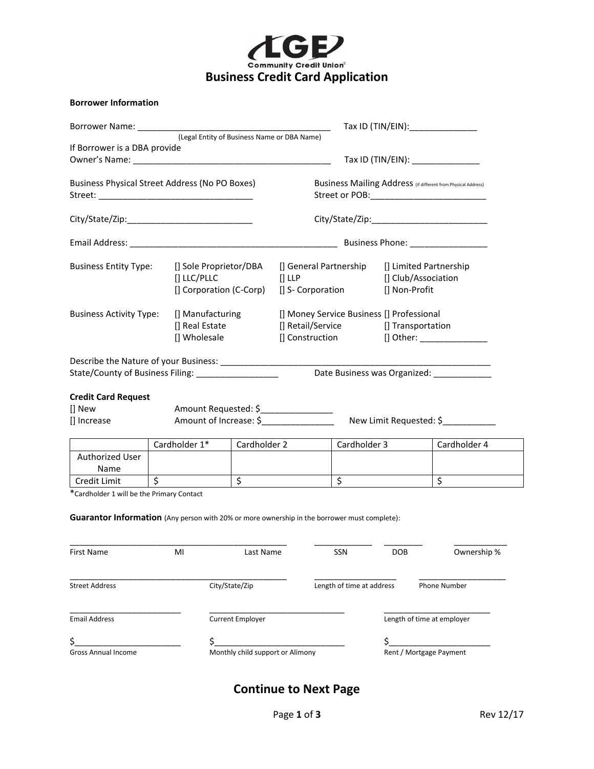# Business Credit Card Application

**LGE Community Credit Union**

**Borrower Information**

Borrower Name: ________________________________________ Tax ID (TIN/EIN):______________
(Legal Entity of Business Name or DBA Name)

If Borrower is a DBA provide
Owner's Name: ________________________________________ Tax ID (TIN/EIN): ______________

Business Physical Street Address (No PO Boxes)
Street: ________________________________

City/State/Zip:__________________________

Business Mailing Address (If different from Physical Address)
Street or POB:________________________

City/State/Zip:________________________

Email Address: __________________________________________ Business Phone: ________________

Business Entity Type:
- [] Sole Proprietor/DBA
- [] General Partnership
- [] Limited Partnership
- [] LLC/PLLC
- [] LLP
- [] Club/Association
- [] Corporation (C-Corp)
- [] S- Corporation
- [] Non-Profit

Business Activity Type:
- [] Manufacturing
- [] Money Service Business
- [] Professional
- [] Real Estate
- [] Retail/Service
- [] Transportation
- [] Wholesale
- [] Construction
- [] Other: ______________

Describe the Nature of your Business: _________________________________________________________

State/County of Business Filing: _________________ Date Business was Organized: ____________

**Credit Card Request**

[] New Amount Requested: $_______________

[] Increase Amount of Increase: $_______________ New Limit Requested: $___________

| | Cardholder 1* | Cardholder 2 | Cardholder 3 | Cardholder 4 |
|---|---|---|---|---|
| Authorized User Name | | | | |
| Credit Limit | $ | $ | $ | $ |

*Cardholder 1 will be the Primary Contact

**Guarantor Information** (Any person with 20% or more ownership in the borrower must complete):

__________________________________________________ _____________ _________ ___________
First Name MI Last Name SSN DOB Ownership %

__________________________________________________ __________________ ____________________
Street Address City/State/Zip Length of time at address Phone Number

_________________________ _______________________________ ________________________
Email Address Current Employer Length of time at employer

$______________________ $____________________________ $_____________________
Gross Annual Income Monthly child support or Alimony Rent / Mortgage Payment

## Continue to Next Page

Rev 12/17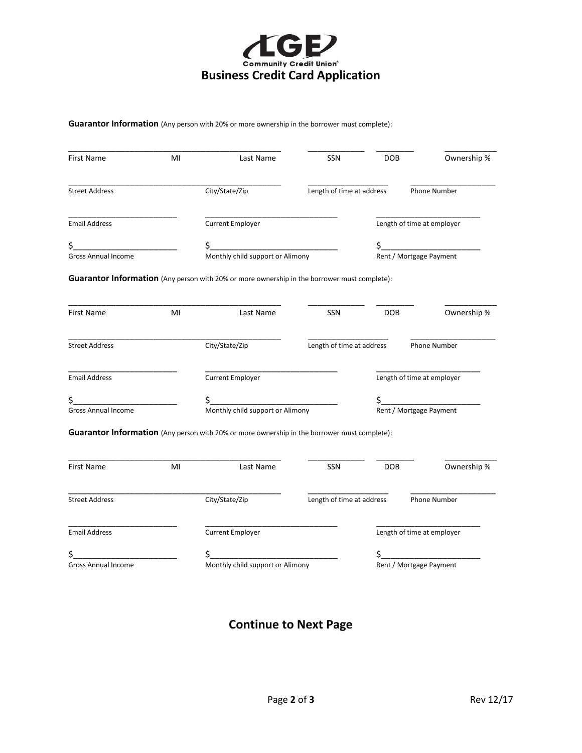LGE Community Credit Union

# Business Credit Card Application

**Guarantor Information** (Any person with 20% or more ownership in the borrower must complete):

| First Name | MI | Last Name | SSN | DOB | Ownership % |
|---|---|---|---|---|---|
| | | | | | |

| Street Address | City/State/Zip | Length of time at address | Phone Number |
|---|---|---|---|
| | | | |

| Email Address | Current Employer | Length of time at employer |
|---|---|---|
| | | |

| Gross Annual Income | Monthly child support or Alimony | Rent / Mortgage Payment |
|---|---|---|
| $ | $ | $ |

**Guarantor Information** (Any person with 20% or more ownership in the borrower must complete):

| First Name | MI | Last Name | SSN | DOB | Ownership % |
|---|---|---|---|---|---|
| | | | | | |

| Street Address | City/State/Zip | Length of time at address | Phone Number |
|---|---|---|---|
| | | | |

| Email Address | Current Employer | Length of time at employer |
|---|---|---|
| | | |

| Gross Annual Income | Monthly child support or Alimony | Rent / Mortgage Payment |
|---|---|---|
| $ | $ | $ |

**Guarantor Information** (Any person with 20% or more ownership in the borrower must complete):

| First Name | MI | Last Name | SSN | DOB | Ownership % |
|---|---|---|---|---|---|
| | | | | | |

| Street Address | City/State/Zip | Length of time at address | Phone Number |
|---|---|---|---|
| | | | |

| Email Address | Current Employer | Length of time at employer |
|---|---|---|
| | | |

| Gross Annual Income | Monthly child support or Alimony | Rent / Mortgage Payment |
|---|---|---|
| $ | $ | $ |

## Continue to Next Page

Rev 12/17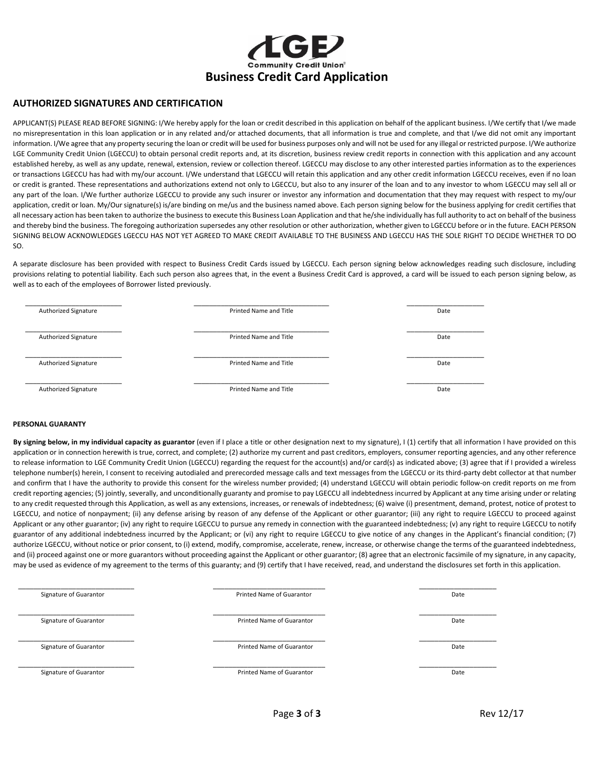LGE Community Credit Union

# Business Credit Card Application

## AUTHORIZED SIGNATURES AND CERTIFICATION

APPLICANT(S) PLEASE READ BEFORE SIGNING: I/We hereby apply for the loan or credit described in this application on behalf of the applicant business. I/We certify that I/we made no misrepresentation in this loan application or in any related and/or attached documents, that all information is true and complete, and that I/we did not omit any important information. I/We agree that any property securing the loan or credit will be used for business purposes only and will not be used for any illegal or restricted purpose. I/We authorize LGE Community Credit Union (LGECCU) to obtain personal credit reports and, at its discretion, business review credit reports in connection with this application and any account established hereby, as well as any update, renewal, extension, review or collection thereof. LGECCU may disclose to any other interested parties information as to the experiences or transactions LGECCU has had with my/our account. I/We understand that LGECCU will retain this application and any other credit information LGECCU receives, even if no loan or credit is granted. These representations and authorizations extend not only to LGECCU, but also to any insurer of the loan and to any investor to whom LGECCU may sell all or any part of the loan. I/We further authorize LGECCU to provide any such insurer or investor any information and documentation that they may request with respect to my/our application, credit or loan. My/Our signature(s) is/are binding on me/us and the business named above. Each person signing below for the business applying for credit certifies that all necessary action has been taken to authorize the business to execute this Business Loan Application and that he/she individually has full authority to act on behalf of the business and thereby bind the business. The foregoing authorization supersedes any other resolution or other authorization, whether given to LGECCU before or in the future. EACH PERSON SIGNING BELOW ACKNOWLEDGES LGECCU HAS NOT YET AGREED TO MAKE CREDIT AVAILABLE TO THE BUSINESS AND LGECCU HAS THE SOLE RIGHT TO DECIDE WHETHER TO DO SO.

A separate disclosure has been provided with respect to Business Credit Cards issued by LGECCU. Each person signing below acknowledges reading such disclosure, including provisions relating to potential liability. Each such person also agrees that, in the event a Business Credit Card is approved, a card will be issued to each person signing below, as well as to each of the employees of Borrower listed previously.

| | | |
|---|---|---|
| ______________________ Authorized Signature | ______________________ Printed Name and Title | ______________ Date |
| ______________________ Authorized Signature | ______________________ Printed Name and Title | ______________ Date |
| ______________________ Authorized Signature | ______________________ Printed Name and Title | ______________ Date |
| ______________________ Authorized Signature | ______________________ Printed Name and Title | ______________ Date |

**PERSONAL GUARANTY**

**By signing below, in my individual capacity as guarantor** (even if I place a title or other designation next to my signature), I (1) certify that all information I have provided on this application or in connection herewith is true, correct, and complete; (2) authorize my current and past creditors, employers, consumer reporting agencies, and any other reference to release information to LGE Community Credit Union (LGECCU) regarding the request for the account(s) and/or card(s) as indicated above; (3) agree that if I provided a wireless telephone number(s) herein, I consent to receiving autodialed and prerecorded message calls and text messages from the LGECCU or its third-party debt collector at that number and confirm that I have the authority to provide this consent for the wireless number provided; (4) understand LGECCU will obtain periodic follow-on credit reports on me from credit reporting agencies; (5) jointly, severally, and unconditionally guaranty and promise to pay LGECCU all indebtedness incurred by Applicant at any time arising under or relating to any credit requested through this Application, as well as any extensions, increases, or renewals of indebtedness; (6) waive (i) presentment, demand, protest, notice of protest to LGECCU, and notice of nonpayment; (ii) any defense arising by reason of any defense of the Applicant or other guarantor; (iii) any right to require LGECCU to proceed against Applicant or any other guarantor; (iv) any right to require LGECCU to pursue any remedy in connection with the guaranteed indebtedness; (v) any right to require LGECCU to notify guarantor of any additional indebtedness incurred by the Applicant; or (vi) any right to require LGECCU to give notice of any changes in the Applicant's financial condition; (7) authorize LGECCU, without notice or prior consent, to (i) extend, modify, compromise, accelerate, renew, increase, or otherwise change the terms of the guaranteed indebtedness, and (ii) proceed against one or more guarantors without proceeding against the Applicant or other guarantor; (8) agree that an electronic facsimile of my signature, in any capacity, may be used as evidence of my agreement to the terms of this guaranty; and (9) certify that I have received, read, and understand the disclosures set forth in this application.

| | | |
|---|---|---|
| ______________________ Signature of Guarantor | ______________________ Printed Name of Guarantor | ______________ Date |
| ______________________ Signature of Guarantor | ______________________ Printed Name of Guarantor | ______________ Date |
| ______________________ Signature of Guarantor | ______________________ Printed Name of Guarantor | ______________ Date |
| ______________________ Signature of Guarantor | ______________________ Printed Name of Guarantor | ______________ Date |

Rev 12/17